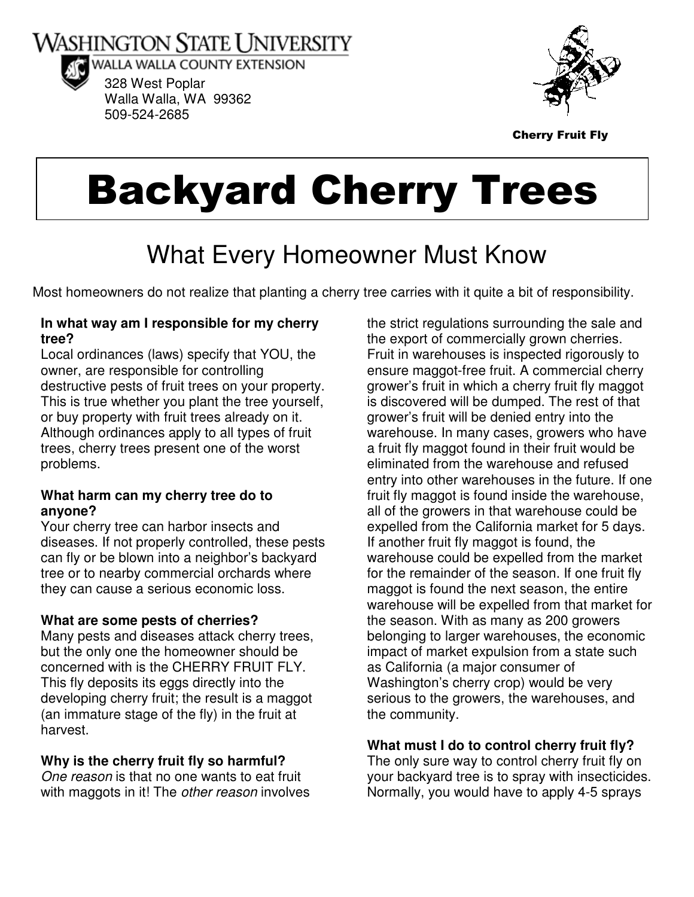WASHINGTON STATE UNIVERSITY
WALLA WALLA COUNTY EXTENSION
328 West Poplar
Walla Walla, WA 99362
509-524-2685

Cherry Fruit Fly

# Backyard Cherry Trees

## What Every Homeowner Must Know

Most homeowners do not realize that planting a cherry tree carries with it quite a bit of responsibility.

**In what way am I responsible for my cherry tree?**
Local ordinances (laws) specify that YOU, the owner, are responsible for controlling destructive pests of fruit trees on your property. This is true whether you plant the tree yourself, or buy property with fruit trees already on it. Although ordinances apply to all types of fruit trees, cherry trees present one of the worst problems.

**What harm can my cherry tree do to anyone?**
Your cherry tree can harbor insects and diseases. If not properly controlled, these pests can fly or be blown into a neighbor's backyard tree or to nearby commercial orchards where they can cause a serious economic loss.

**What are some pests of cherries?**
Many pests and diseases attack cherry trees, but the only one the homeowner should be concerned with is the CHERRY FRUIT FLY. This fly deposits its eggs directly into the developing cherry fruit; the result is a maggot (an immature stage of the fly) in the fruit at harvest.

**Why is the cherry fruit fly so harmful?**
*One reason* is that no one wants to eat fruit with maggots in it! The *other reason* involves the strict regulations surrounding the sale and the export of commercially grown cherries. Fruit in warehouses is inspected rigorously to ensure maggot-free fruit. A commercial cherry grower's fruit in which a cherry fruit fly maggot is discovered will be dumped. The rest of that grower's fruit will be denied entry into the warehouse. In many cases, growers who have a fruit fly maggot found in their fruit would be eliminated from the warehouse and refused entry into other warehouses in the future. If one fruit fly maggot is found inside the warehouse, all of the growers in that warehouse could be expelled from the California market for 5 days. If another fruit fly maggot is found, the warehouse could be expelled from the market for the remainder of the season. If one fruit fly maggot is found the next season, the entire warehouse will be expelled from that market for the season. With as many as 200 growers belonging to larger warehouses, the economic impact of market expulsion from a state such as California (a major consumer of Washington's cherry crop) would be very serious to the growers, the warehouses, and the community.

**What must I do to control cherry fruit fly?**
The only sure way to control cherry fruit fly on your backyard tree is to spray with insecticides. Normally, you would have to apply 4-5 sprays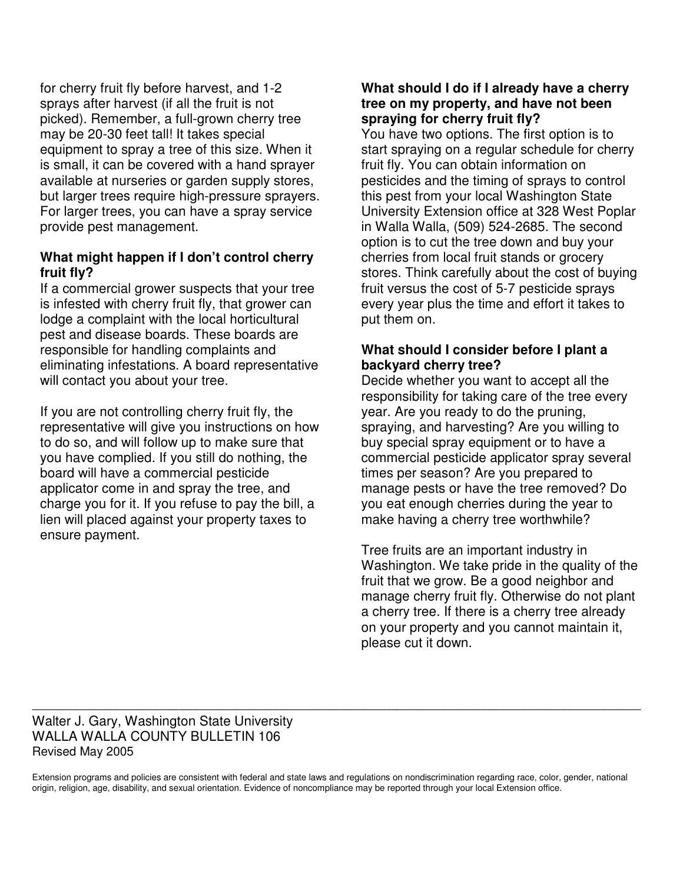for cherry fruit fly before harvest, and 1-2 sprays after harvest (if all the fruit is not picked). Remember, a full-grown cherry tree may be 20-30 feet tall! It takes special equipment to spray a tree of this size. When it is small, it can be covered with a hand sprayer available at nurseries or garden supply stores, but larger trees require high-pressure sprayers. For larger trees, you can have a spray service provide pest management.

**What might happen if I don't control cherry fruit fly?**

If a commercial grower suspects that your tree is infested with cherry fruit fly, that grower can lodge a complaint with the local horticultural pest and disease boards. These boards are responsible for handling complaints and eliminating infestations. A board representative will contact you about your tree.

If you are not controlling cherry fruit fly, the representative will give you instructions on how to do so, and will follow up to make sure that you have complied. If you still do nothing, the board will have a commercial pesticide applicator come in and spray the tree, and charge you for it. If you refuse to pay the bill, a lien will placed against your property taxes to ensure payment.

**What should I do if I already have a cherry tree on my property, and have not been spraying for cherry fruit fly?**

You have two options. The first option is to start spraying on a regular schedule for cherry fruit fly. You can obtain information on pesticides and the timing of sprays to control this pest from your local Washington State University Extension office at 328 West Poplar in Walla Walla, (509) 524-2685. The second option is to cut the tree down and buy your cherries from local fruit stands or grocery stores. Think carefully about the cost of buying fruit versus the cost of 5-7 pesticide sprays every year plus the time and effort it takes to put them on.

**What should I consider before I plant a backyard cherry tree?**

Decide whether you want to accept all the responsibility for taking care of the tree every year. Are you ready to do the pruning, spraying, and harvesting? Are you willing to buy special spray equipment or to have a commercial pesticide applicator spray several times per season? Are you prepared to manage pests or have the tree removed? Do you eat enough cherries during the year to make having a cherry tree worthwhile?

Tree fruits are an important industry in Washington. We take pride in the quality of the fruit that we grow. Be a good neighbor and manage cherry fruit fly. Otherwise do not plant a cherry tree. If there is a cherry tree already on your property and you cannot maintain it, please cut it down.

---

Walter J. Gary, Washington State University
WALLA WALLA COUNTY BULLETIN 106
Revised May 2005

Extension programs and policies are consistent with federal and state laws and regulations on nondiscrimination regarding race, color, gender, national origin, religion, age, disability, and sexual orientation. Evidence of noncompliance may be reported through your local Extension office.